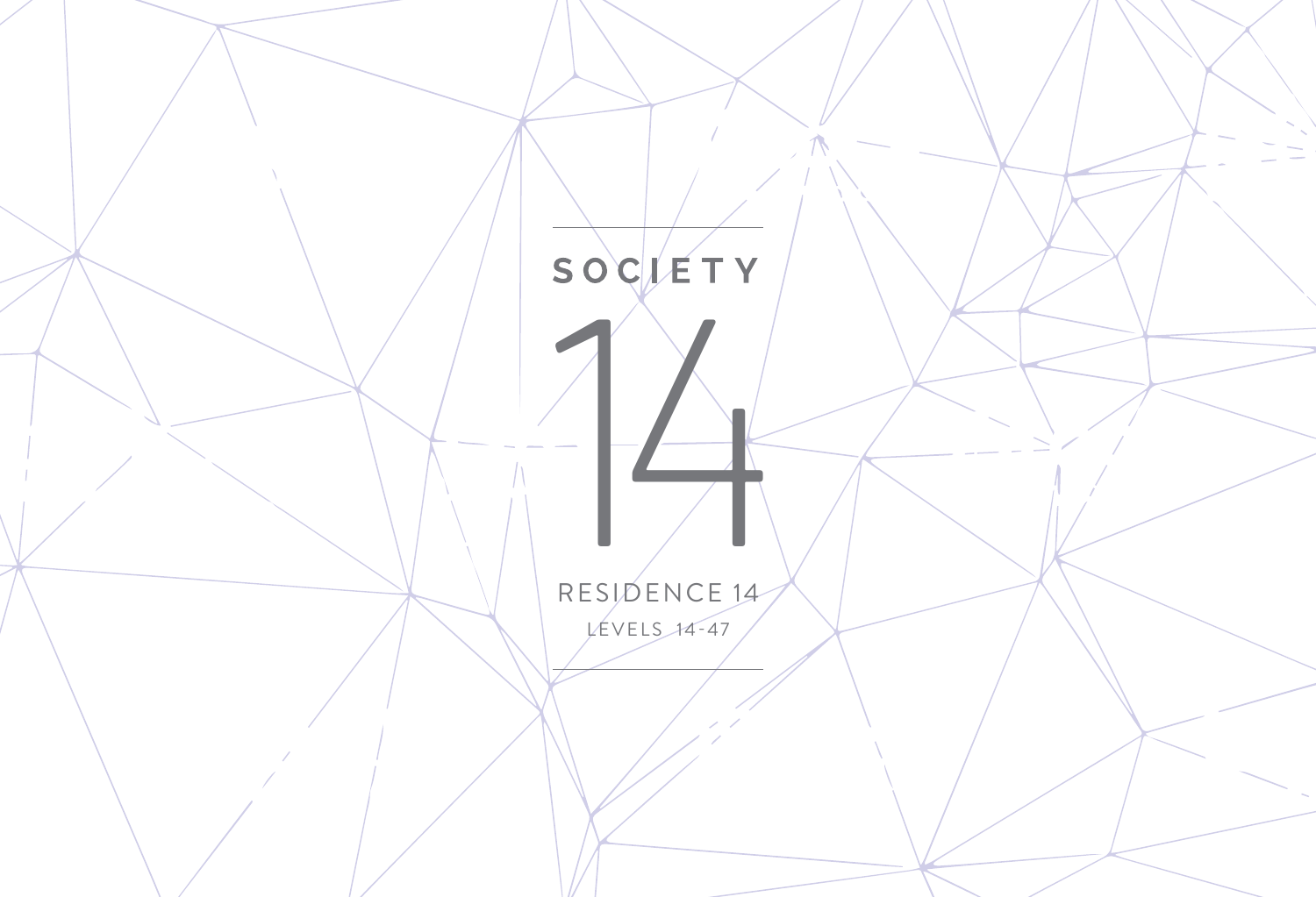# SOCIETY

# 14

RESIDENCE 14

LEVELS 14-47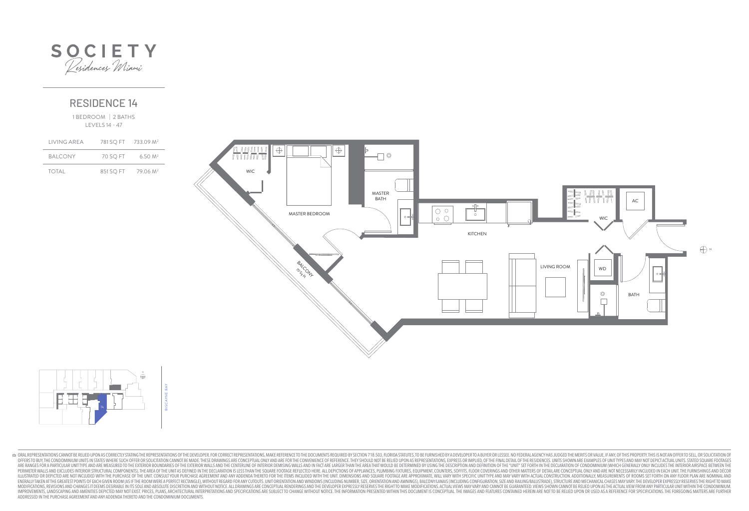# SOCIETY

*Residences Miami*

## RESIDENCE 14

1 BEDROOM | 2 BATHS

LEVELS 14 - 47

| | | |
|---|---|---|
| LIVING AREA | 781 SQ FT | 733.09 M² |
| BALCONY | 70 SQ FT | 6.50 M² |
| TOTAL | 851 SQ FT | 79.06 M² |

WIC

MASTER BEDROOM

MASTER BATH

KITCHEN

WIC

AC

LIVING ROOM

WD

BATH

BALCONY 70 Sq Ft

N

14

BISCAYNE BAY

ORAL REPRESENTATIONS CANNOT BE RELIED UPON AS CORRECTLY STATING THE REPRESENTATIONS OF THE DEVELOPER. FOR CORRECT REPRESENTATIONS, MAKE REFERENCE TO THE DOCUMENTS REQUIRED BY SECTION 718.503, FLORIDA STATUTES, TO BE FURNISHED BY A DEVELOPER TO A BUYER OR LESSEE. NO FEDERAL AGENCY HAS JUDGED THE MERITS OR VALUE, IF ANY, OF THIS PROPERTY. THIS IS NOT AN OFFER TO SELL, OR SOLICITATION OF OFFERS TO BUY, THE CONDOMINIUM UNITS IN STATES WHERE SUCH OFFER OR SOLICITATION CANNOT BE MADE. THESE DRAWINGS ARE CONCEPTUAL ONLY AND ARE FOR THE CONVENIENCE OF REFERENCE. THEY SHOULD NOT BE RELIED UPON AS REPRESENTATIONS, EXPRESS OR IMPLIED, OF THE FINAL DETAIL OF THE RESIDENCES. UNITS SHOWN ARE EXAMPLES OF UNIT TYPES AND MAY NOT DEPICT ACTUAL UNITS. STATED SQUARE FOOTAGES ARE RANGES FOR A PARTICULAR UNIT TYPE AND ARE MEASURED TO THE EXTERIOR BOUNDARIES OF THE EXTERIOR WALLS AND THE CENTERLINE OF INTERIOR DEMISING WALLS AND IN FACT ARE LARGER THAN THE AREA THAT WOULD BE DETERMINED BY USING THE DESCRIPTION AND DEFINITION OF THE "UNIT" SET FORTH IN THE DECLARATION OF CONDOMINIUM (WHICH GENERALLY ONLY INCLUDES THE INTERIOR AIRSPACE BETWEEN THE PERIMETER WALLS AND EXCLUDES INTERIOR STRUCTURAL COMPONENTS). THE AREA OF THE UNIT AS DEFINED IN THE DECLARATION IS LESS THAN THE SQUARE FOOTAGE REFLECTED HERE. ALL DEPICTIONS OF APPLIANCES, PLUMBING FIXTURES, EQUIPMENT, COUNTERS, SOFFITS, FLOOR COVERINGS AND OTHER MATTERS OF DETAIL ARE CONCEPTUAL ONLY AND ARE NOT NECESSARILY INCLUDED IN EACH UNIT. THE FURNISHINGS AND DÉCOR ILLUSTRATED OR DEPICTED ARE NOT INCLUDED WITH THE PURCHASE OF THE UNIT. CONSULT YOUR PURCHASE AGREEMENT AND ANY ADDENDA THERETO FOR THE ITEMS INCLUDED WITH THE UNIT. DIMENSIONS AND SQUARE FOOTAGE ARE APPROXIMATE, WILL VARY WITH SPECIFIC UNIT TYPE AND MAY VARY WITH ACTUAL CONSTRUCTION. ADDITIONALLY, MEASUREMENTS OF ROOMS SET FORTH ON ANY FLOOR PLAN ARE NOMINAL AND GENERALLY TAKEN AT THE GREATEST POINTS OF EACH GIVEN ROOM (AS IF THE ROOM WERE A PERFECT RECTANGLE), WITHOUT REGARD FOR ANY CUTOUTS. UNIT ORIENTATION AND WINDOWS (INCLUDING NUMBER, SIZE, ORIENTATION AND AWNINGS), BALCONY/LANAIS (INCLUDING CONFIGURATION, SIZE AND RAILING/BALUSTRADE), STRUCTURE AND MECHANICAL CHASES MAY VARY. THE DEVELOPER EXPRESSLY RESERVES THE RIGHT TO MAKE MODIFICATIONS, REVISIONS AND CHANGES IT DEEMS DESIRABLE IN ITS SOLE AND ABSOLUTE DISCRETION AND WITHOUT NOTICE. ALL DRAWINGS ARE CONCEPTUAL RENDERINGS AND THE DEVELOPER EXPRESSLY RESERVES THE RIGHT TO MAKE MODIFICATIONS. ACTUAL VIEWS MAY VARY AND CANNOT BE GUARANTEED. VIEWS SHOWN CANNOT BE RELIED UPON AS THE ACTUAL VIEW FROM ANY PARTICULAR UNIT WITHIN THE CONDOMINIUM. IMPROVEMENTS, LANDSCAPING AND AMENITIES DEPICTED MAY NOT EXIST. PRICES, PLANS, ARCHITECTURAL INTERPRETATIONS AND SPECIFICATIONS ARE SUBJECT TO CHANGE WITHOUT NOTICE. THE INFORMATION PRESENTED WITHIN THIS DOCUMENT IS CONCEPTUAL. THE IMAGES AND FEATURES CONTAINED HEREIN ARE NOT TO BE RELIED UPON OR USED AS A REFERENCE FOR SPECIFICATIONS. THE FOREGOING MATTERS ARE FURTHER ADDRESSED IN THE PURCHASE AGREEMENT AND ANY ADDENDA THERETO AND THE CONDOMINIUM DOCUMENTS.